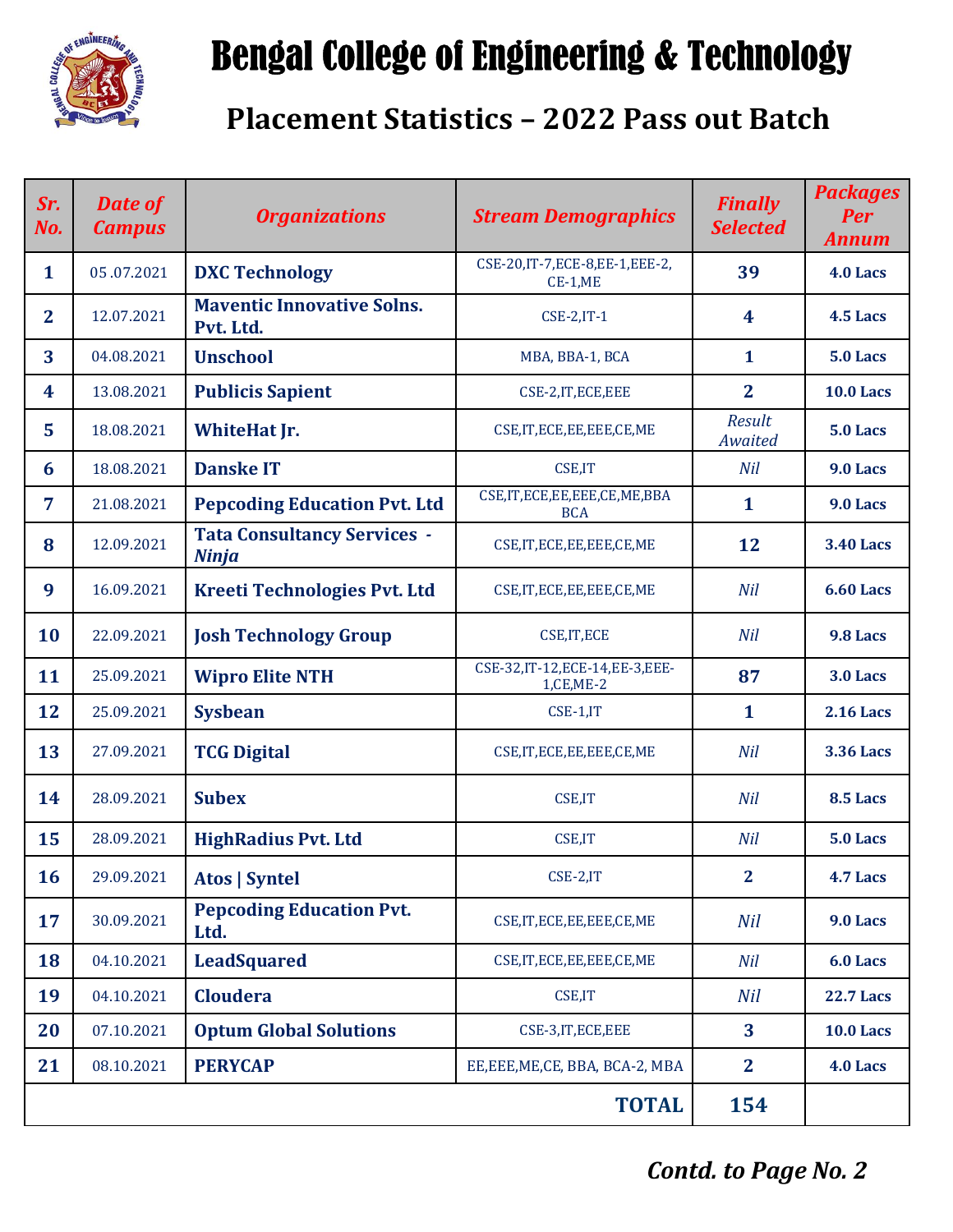# Bengal College of Engineering & Technology

## Placement Statistics – 2022 Pass out Batch

| *Sr. No.* | *Date of Campus* | *Organizations* | *Stream Demographics* | *Finally Selected* | *Packages Per Annum* |
|---|---|---|---|---|---|
| **1** | 05 .07.2021 | **DXC Technology** | CSE-20,IT-7,ECE-8,EE-1,EEE-2, CE-1,ME | **39** | **4.0 Lacs** |
| **2** | 12.07.2021 | **Maventic Innovative Solns. Pvt. Ltd.** | CSE-2,IT-1 | **4** | **4.5 Lacs** |
| **3** | 04.08.2021 | **Unschool** | MBA, BBA-1, BCA | **1** | **5.0 Lacs** |
| **4** | 13.08.2021 | **Publicis Sapient** | CSE-2,IT,ECE,EEE | **2** | **10.0 Lacs** |
| **5** | 18.08.2021 | **WhiteHat Jr.** | CSE,IT,ECE,EE,EEE,CE,ME | *Result Awaited* | **5.0 Lacs** |
| **6** | 18.08.2021 | **Danske IT** | CSE,IT | *Nil* | **9.0 Lacs** |
| **7** | 21.08.2021 | **Pepcoding Education Pvt. Ltd** | CSE,IT,ECE,EE,EEE,CE,ME,BBA BCA | **1** | **9.0 Lacs** |
| **8** | 12.09.2021 | **Tata Consultancy Services - *Ninja*** | CSE,IT,ECE,EE,EEE,CE,ME | **12** | **3.40 Lacs** |
| **9** | 16.09.2021 | **Kreeti Technologies Pvt. Ltd** | CSE,IT,ECE,EE,EEE,CE,ME | *Nil* | **6.60 Lacs** |
| **10** | 22.09.2021 | **Josh Technology Group** | CSE,IT,ECE | *Nil* | **9.8 Lacs** |
| **11** | 25.09.2021 | **Wipro Elite NTH** | CSE-32,IT-12,ECE-14,EE-3,EEE-1,CE,ME-2 | **87** | **3.0 Lacs** |
| **12** | 25.09.2021 | **Sysbean** | CSE-1,IT | **1** | **2.16 Lacs** |
| **13** | 27.09.2021 | **TCG Digital** | CSE,IT,ECE,EE,EEE,CE,ME | *Nil* | **3.36 Lacs** |
| **14** | 28.09.2021 | **Subex** | CSE,IT | *Nil* | **8.5 Lacs** |
| **15** | 28.09.2021 | **HighRadius Pvt. Ltd** | CSE,IT | *Nil* | **5.0 Lacs** |
| **16** | 29.09.2021 | **Atos \| Syntel** | CSE-2,IT | **2** | **4.7 Lacs** |
| **17** | 30.09.2021 | **Pepcoding Education Pvt. Ltd.** | CSE,IT,ECE,EE,EEE,CE,ME | *Nil* | **9.0 Lacs** |
| **18** | 04.10.2021 | **LeadSquared** | CSE,IT,ECE,EE,EEE,CE,ME | *Nil* | **6.0 Lacs** |
| **19** | 04.10.2021 | **Cloudera** | CSE,IT | *Nil* | **22.7 Lacs** |
| **20** | 07.10.2021 | **Optum Global Solutions** | CSE-3,IT,ECE,EEE | **3** | **10.0 Lacs** |
| **21** | 08.10.2021 | **PERYCAP** | EE,EEE,ME,CE, BBA, BCA-2, MBA | **2** | **4.0 Lacs** |
| | | | **TOTAL** | **154** | |

***Contd. to Page No. 2***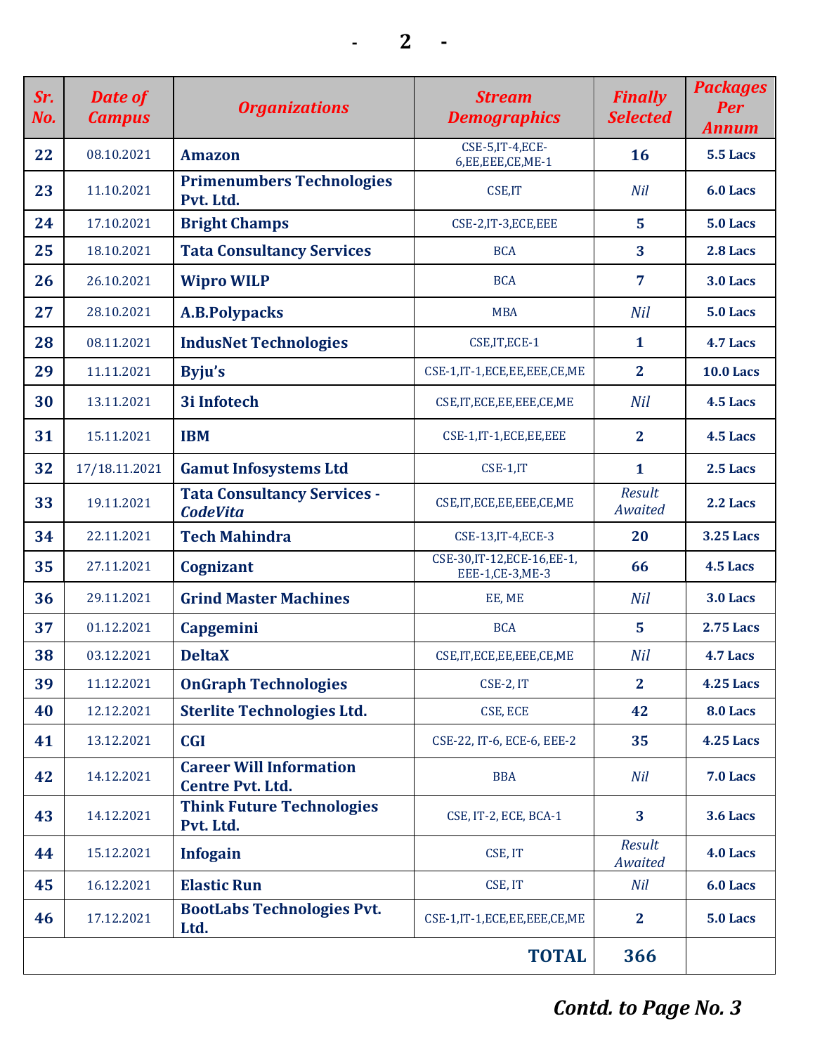| *Sr. No.* | *Date of Campus* | *Organizations* | *Stream Demographics* | *Finally Selected* | *Packages Per Annum* |
|---|---|---|---|---|---|
| **22** | 08.10.2021 | **Amazon** | CSE-5,IT-4,ECE-6,EE,EEE,CE,ME-1 | **16** | **5.5 Lacs** |
| **23** | 11.10.2021 | **Primenumbers Technologies Pvt. Ltd.** | CSE,IT | *Nil* | **6.0 Lacs** |
| **24** | 17.10.2021 | **Bright Champs** | CSE-2,IT-3,ECE,EEE | **5** | **5.0 Lacs** |
| **25** | 18.10.2021 | **Tata Consultancy Services** | BCA | **3** | **2.8 Lacs** |
| **26** | 26.10.2021 | **Wipro WILP** | BCA | **7** | **3.0 Lacs** |
| **27** | 28.10.2021 | **A.B.Polypacks** | MBA | *Nil* | **5.0 Lacs** |
| **28** | 08.11.2021 | **IndusNet Technologies** | CSE,IT,ECE-1 | **1** | **4.7 Lacs** |
| **29** | 11.11.2021 | **Byju's** | CSE-1,IT-1,ECE,EE,EEE,CE,ME | **2** | **10.0 Lacs** |
| **30** | 13.11.2021 | **3i Infotech** | CSE,IT,ECE,EE,EEE,CE,ME | *Nil* | **4.5 Lacs** |
| **31** | 15.11.2021 | **IBM** | CSE-1,IT-1,ECE,EE,EEE | **2** | **4.5 Lacs** |
| **32** | 17/18.11.2021 | **Gamut Infosystems Ltd** | CSE-1,IT | **1** | **2.5 Lacs** |
| **33** | 19.11.2021 | **Tata Consultancy Services - *CodeVita*** | CSE,IT,ECE,EE,EEE,CE,ME | *Result Awaited* | **2.2 Lacs** |
| **34** | 22.11.2021 | **Tech Mahindra** | CSE-13,IT-4,ECE-3 | **20** | **3.25 Lacs** |
| **35** | 27.11.2021 | **Cognizant** | CSE-30,IT-12,ECE-16,EE-1, EEE-1,CE-3,ME-3 | **66** | **4.5 Lacs** |
| **36** | 29.11.2021 | **Grind Master Machines** | EE, ME | *Nil* | **3.0 Lacs** |
| **37** | 01.12.2021 | **Capgemini** | BCA | **5** | **2.75 Lacs** |
| **38** | 03.12.2021 | **DeltaX** | CSE,IT,ECE,EE,EEE,CE,ME | *Nil* | **4.7 Lacs** |
| **39** | 11.12.2021 | **OnGraph Technologies** | CSE-2, IT | **2** | **4.25 Lacs** |
| **40** | 12.12.2021 | **Sterlite Technologies Ltd.** | CSE, ECE | **42** | **8.0 Lacs** |
| **41** | 13.12.2021 | **CGI** | CSE-22, IT-6, ECE-6, EEE-2 | **35** | **4.25 Lacs** |
| **42** | 14.12.2021 | **Career Will Information Centre Pvt. Ltd.** | BBA | *Nil* | **7.0 Lacs** |
| **43** | 14.12.2021 | **Think Future Technologies Pvt. Ltd.** | CSE, IT-2, ECE, BCA-1 | **3** | **3.6 Lacs** |
| **44** | 15.12.2021 | **Infogain** | CSE, IT | *Result Awaited* | **4.0 Lacs** |
| **45** | 16.12.2021 | **Elastic Run** | CSE, IT | *Nil* | **6.0 Lacs** |
| **46** | 17.12.2021 | **BootLabs Technologies Pvt. Ltd.** | CSE-1,IT-1,ECE,EE,EEE,CE,ME | **2** | **5.0 Lacs** |
| | | | **TOTAL** | **366** | |

***Contd. to Page No. 3***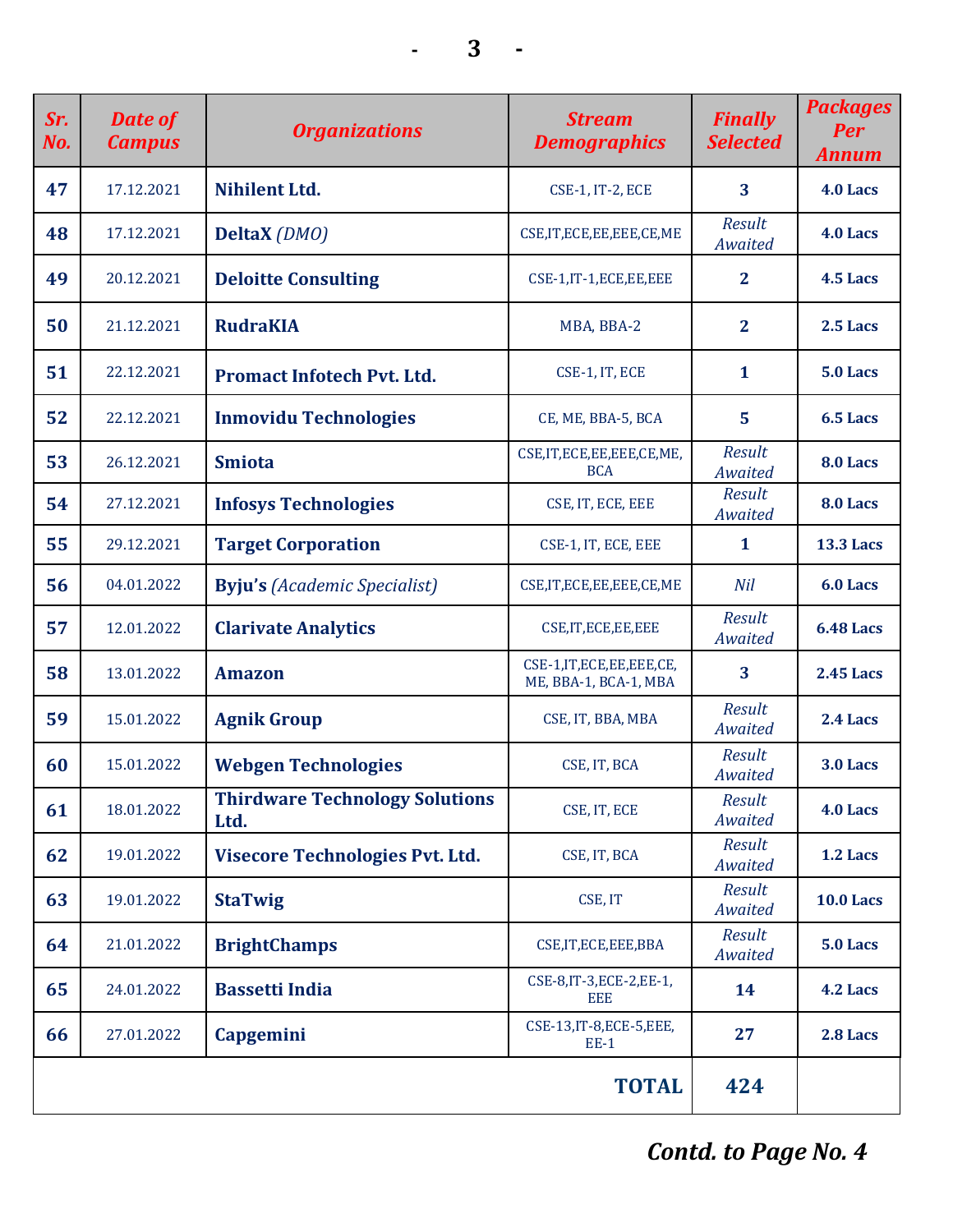| Sr. No. | Date of Campus | Organizations | Stream Demographics | Finally Selected | Packages Per Annum |
|---|---|---|---|---|---|
| 47 | 17.12.2021 | **Nihilent Ltd.** | CSE-1, IT-2, ECE | 3 | 4.0 Lacs |
| 48 | 17.12.2021 | **DeltaX** *(DMO)* | CSE,IT,ECE,EE,EEE,CE,ME | *Result Awaited* | 4.0 Lacs |
| 49 | 20.12.2021 | **Deloitte Consulting** | CSE-1,IT-1,ECE,EE,EEE | 2 | 4.5 Lacs |
| 50 | 21.12.2021 | **RudraKIA** | MBA, BBA-2 | 2 | 2.5 Lacs |
| 51 | 22.12.2021 | **Promact Infotech Pvt. Ltd.** | CSE-1, IT, ECE | 1 | 5.0 Lacs |
| 52 | 22.12.2021 | **Inmovidu Technologies** | CE, ME, BBA-5, BCA | 5 | 6.5 Lacs |
| 53 | 26.12.2021 | **Smiota** | CSE,IT,ECE,EE,EEE,CE,ME, BCA | *Result Awaited* | 8.0 Lacs |
| 54 | 27.12.2021 | **Infosys Technologies** | CSE, IT, ECE, EEE | *Result Awaited* | 8.0 Lacs |
| 55 | 29.12.2021 | **Target Corporation** | CSE-1, IT, ECE, EEE | 1 | 13.3 Lacs |
| 56 | 04.01.2022 | **Byju's** *(Academic Specialist)* | CSE,IT,ECE,EE,EEE,CE,ME | *Nil* | 6.0 Lacs |
| 57 | 12.01.2022 | **Clarivate Analytics** | CSE,IT,ECE,EE,EEE | *Result Awaited* | 6.48 Lacs |
| 58 | 13.01.2022 | **Amazon** | CSE-1,IT,ECE,EE,EEE,CE, ME, BBA-1, BCA-1, MBA | 3 | 2.45 Lacs |
| 59 | 15.01.2022 | **Agnik Group** | CSE, IT, BBA, MBA | *Result Awaited* | 2.4 Lacs |
| 60 | 15.01.2022 | **Webgen Technologies** | CSE, IT, BCA | *Result Awaited* | 3.0 Lacs |
| 61 | 18.01.2022 | **Thirdware Technology Solutions Ltd.** | CSE, IT, ECE | *Result Awaited* | 4.0 Lacs |
| 62 | 19.01.2022 | **Visecore Technologies Pvt. Ltd.** | CSE, IT, BCA | *Result Awaited* | 1.2 Lacs |
| 63 | 19.01.2022 | **StaTwig** | CSE, IT | *Result Awaited* | 10.0 Lacs |
| 64 | 21.01.2022 | **BrightChamps** | CSE,IT,ECE,EEE,BBA | *Result Awaited* | 5.0 Lacs |
| 65 | 24.01.2022 | **Bassetti India** | CSE-8,IT-3,ECE-2,EE-1, EEE | 14 | 4.2 Lacs |
| 66 | 27.01.2022 | **Capgemini** | CSE-13,IT-8,ECE-5,EEE, EE-1 | 27 | 2.8 Lacs |
| | | | **TOTAL** | **424** | |

***Contd. to Page No. 4***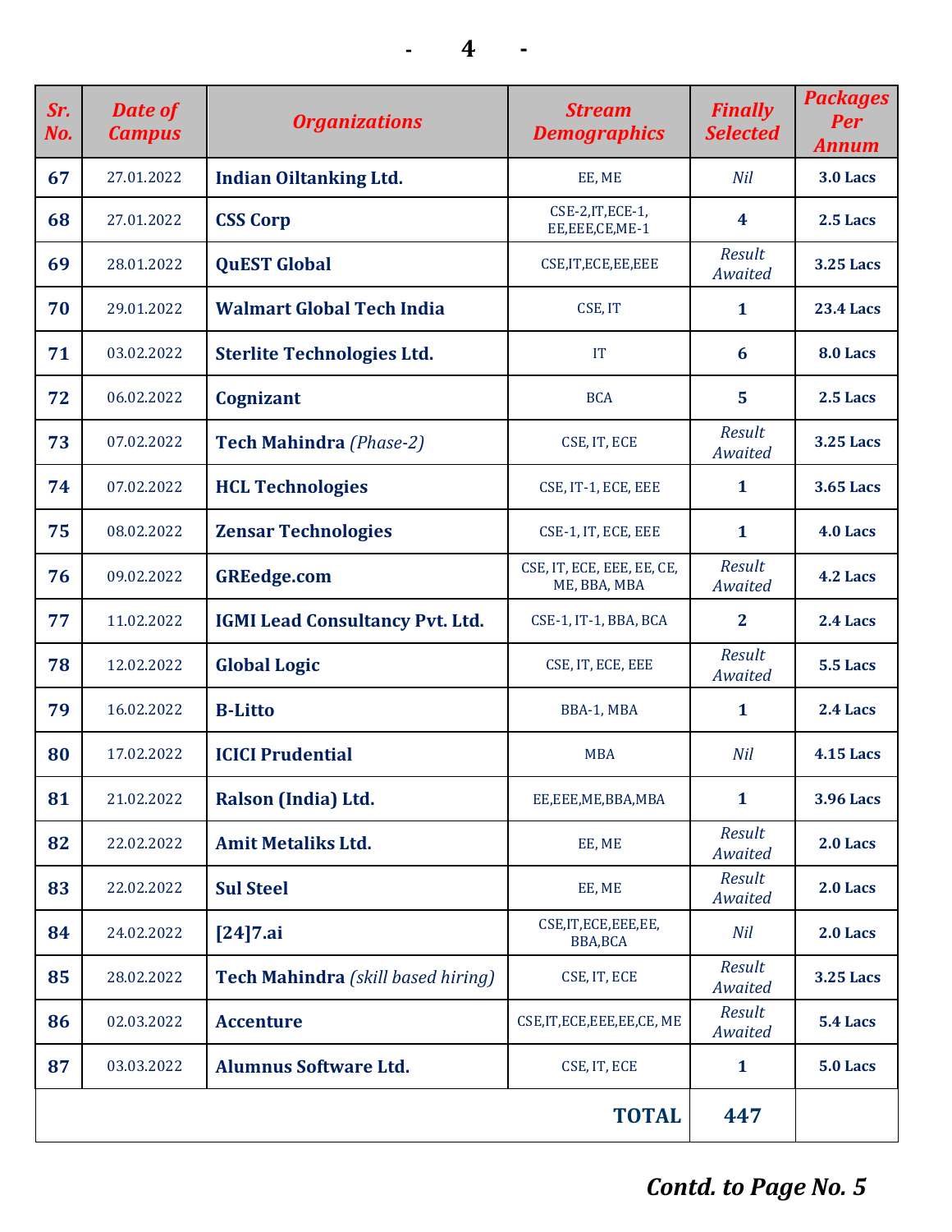| Sr. No. | Date of Campus | Organizations | Stream Demographics | Finally Selected | Packages Per Annum |
|---|---|---|---|---|---|
| 67 | 27.01.2022 | **Indian Oiltanking Ltd.** | EE, ME | *Nil* | 3.0 Lacs |
| 68 | 27.01.2022 | **CSS Corp** | CSE-2,IT,ECE-1, EE,EEE,CE,ME-1 | 4 | 2.5 Lacs |
| 69 | 28.01.2022 | **QuEST Global** | CSE,IT,ECE,EE,EEE | *Result Awaited* | 3.25 Lacs |
| 70 | 29.01.2022 | **Walmart Global Tech India** | CSE, IT | 1 | 23.4 Lacs |
| 71 | 03.02.2022 | **Sterlite Technologies Ltd.** | IT | 6 | 8.0 Lacs |
| 72 | 06.02.2022 | **Cognizant** | BCA | 5 | 2.5 Lacs |
| 73 | 07.02.2022 | **Tech Mahindra** *(Phase-2)* | CSE, IT, ECE | *Result Awaited* | 3.25 Lacs |
| 74 | 07.02.2022 | **HCL Technologies** | CSE, IT-1, ECE, EEE | 1 | 3.65 Lacs |
| 75 | 08.02.2022 | **Zensar Technologies** | CSE-1, IT, ECE, EEE | 1 | 4.0 Lacs |
| 76 | 09.02.2022 | **GREedge.com** | CSE, IT, ECE, EEE, EE, CE, ME, BBA, MBA | *Result Awaited* | 4.2 Lacs |
| 77 | 11.02.2022 | **IGMI Lead Consultancy Pvt. Ltd.** | CSE-1, IT-1, BBA, BCA | 2 | 2.4 Lacs |
| 78 | 12.02.2022 | **Global Logic** | CSE, IT, ECE, EEE | *Result Awaited* | 5.5 Lacs |
| 79 | 16.02.2022 | **B-Litto** | BBA-1, MBA | 1 | 2.4 Lacs |
| 80 | 17.02.2022 | **ICICI Prudential** | MBA | *Nil* | 4.15 Lacs |
| 81 | 21.02.2022 | **Ralson (India) Ltd.** | EE,EEE,ME,BBA,MBA | 1 | 3.96 Lacs |
| 82 | 22.02.2022 | **Amit Metaliks Ltd.** | EE, ME | *Result Awaited* | 2.0 Lacs |
| 83 | 22.02.2022 | **Sul Steel** | EE, ME | *Result Awaited* | 2.0 Lacs |
| 84 | 24.02.2022 | **[24]7.ai** | CSE,IT,ECE,EEE,EE, BBA,BCA | *Nil* | 2.0 Lacs |
| 85 | 28.02.2022 | **Tech Mahindra** *(skill based hiring)* | CSE, IT, ECE | *Result Awaited* | 3.25 Lacs |
| 86 | 02.03.2022 | **Accenture** | CSE,IT,ECE,EEE,EE,CE, ME | *Result Awaited* | 5.4 Lacs |
| 87 | 03.03.2022 | **Alumnus Software Ltd.** | CSE, IT, ECE | 1 | 5.0 Lacs |
| | | | **TOTAL** | **447** | |

***Contd. to Page No. 5***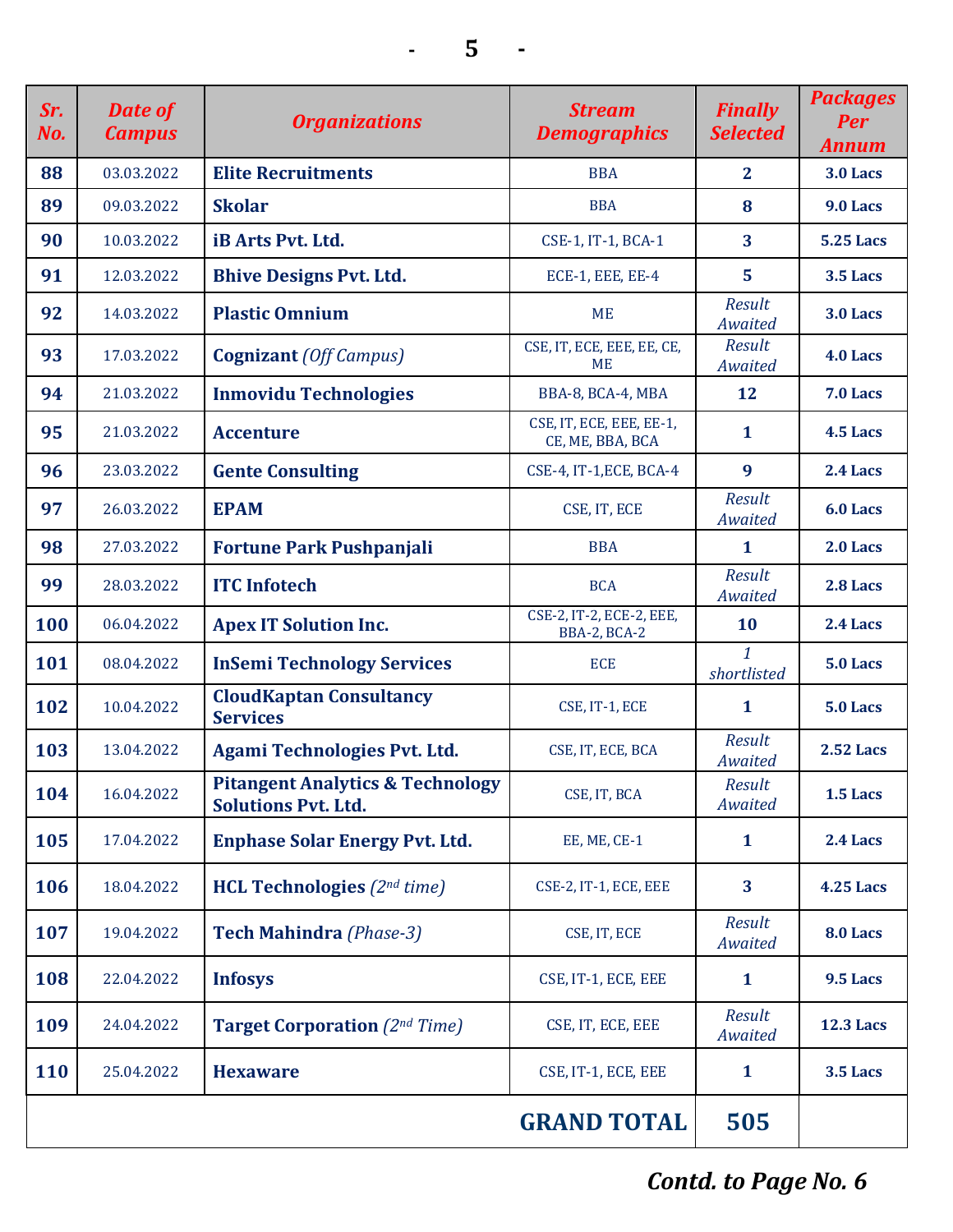| Sr. No. | Date of Campus | Organizations | Stream Demographics | Finally Selected | Packages Per Annum |
|---|---|---|---|---|---|
| **88** | 03.03.2022 | **Elite Recruitments** | BBA | **2** | **3.0 Lacs** |
| **89** | 09.03.2022 | **Skolar** | BBA | **8** | **9.0 Lacs** |
| **90** | 10.03.2022 | **iB Arts Pvt. Ltd.** | CSE-1, IT-1, BCA-1 | **3** | **5.25 Lacs** |
| **91** | 12.03.2022 | **Bhive Designs Pvt. Ltd.** | ECE-1, EEE, EE-4 | **5** | **3.5 Lacs** |
| **92** | 14.03.2022 | **Plastic Omnium** | ME | *Result Awaited* | **3.0 Lacs** |
| **93** | 17.03.2022 | **Cognizant** *(Off Campus)* | CSE, IT, ECE, EEE, EE, CE, ME | *Result Awaited* | **4.0 Lacs** |
| **94** | 21.03.2022 | **Inmovidu Technologies** | BBA-8, BCA-4, MBA | **12** | **7.0 Lacs** |
| **95** | 21.03.2022 | **Accenture** | CSE, IT, ECE, EEE, EE-1, CE, ME, BBA, BCA | **1** | **4.5 Lacs** |
| **96** | 23.03.2022 | **Gente Consulting** | CSE-4, IT-1,ECE, BCA-4 | **9** | **2.4 Lacs** |
| **97** | 26.03.2022 | **EPAM** | CSE, IT, ECE | *Result Awaited* | **6.0 Lacs** |
| **98** | 27.03.2022 | **Fortune Park Pushpanjali** | BBA | **1** | **2.0 Lacs** |
| **99** | 28.03.2022 | **ITC Infotech** | BCA | *Result Awaited* | **2.8 Lacs** |
| **100** | 06.04.2022 | **Apex IT Solution Inc.** | CSE-2, IT-2, ECE-2, EEE, BBA-2, BCA-2 | **10** | **2.4 Lacs** |
| **101** | 08.04.2022 | **InSemi Technology Services** | ECE | *1 shortlisted* | **5.0 Lacs** |
| **102** | 10.04.2022 | **CloudKaptan Consultancy Services** | CSE, IT-1, ECE | **1** | **5.0 Lacs** |
| **103** | 13.04.2022 | **Agami Technologies Pvt. Ltd.** | CSE, IT, ECE, BCA | *Result Awaited* | **2.52 Lacs** |
| **104** | 16.04.2022 | **Pitangent Analytics & Technology Solutions Pvt. Ltd.** | CSE, IT, BCA | *Result Awaited* | **1.5 Lacs** |
| **105** | 17.04.2022 | **Enphase Solar Energy Pvt. Ltd.** | EE, ME, CE-1 | **1** | **2.4 Lacs** |
| **106** | 18.04.2022 | **HCL Technologies** *(2nd time)* | CSE-2, IT-1, ECE, EEE | **3** | **4.25 Lacs** |
| **107** | 19.04.2022 | **Tech Mahindra** *(Phase-3)* | CSE, IT, ECE | *Result Awaited* | **8.0 Lacs** |
| **108** | 22.04.2022 | **Infosys** | CSE, IT-1, ECE, EEE | **1** | **9.5 Lacs** |
| **109** | 24.04.2022 | **Target Corporation** *(2nd Time)* | CSE, IT, ECE, EEE | *Result Awaited* | **12.3 Lacs** |
| **110** | 25.04.2022 | **Hexaware** | CSE, IT-1, ECE, EEE | **1** | **3.5 Lacs** |
| | | | **GRAND TOTAL** | **505** | |

***Contd. to Page No. 6***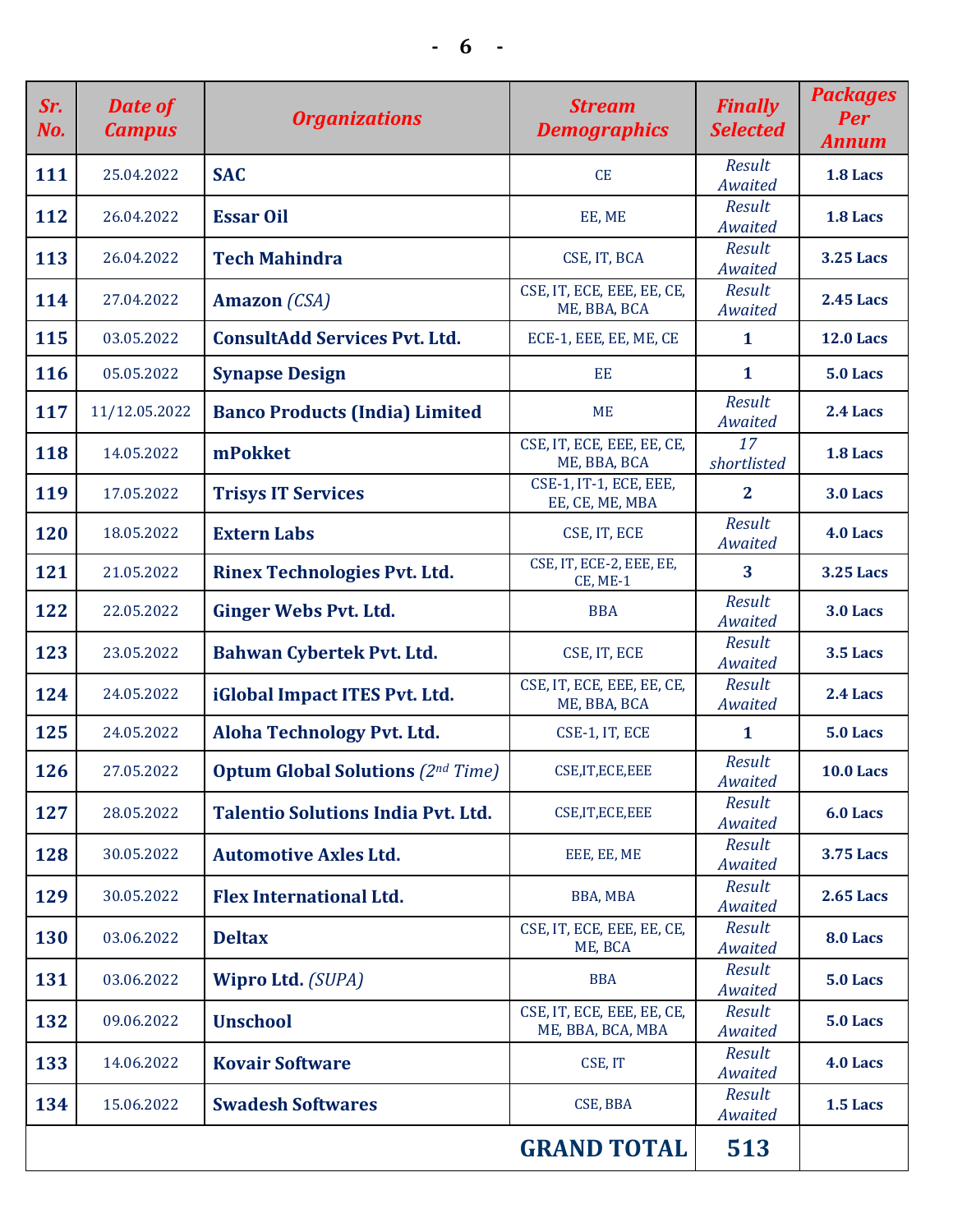| Sr. No. | Date of Campus | Organizations | Stream Demographics | Finally Selected | Packages Per Annum |
|---|---|---|---|---|---|
| **111** | 25.04.2022 | **SAC** | CE | *Result Awaited* | **1.8 Lacs** |
| **112** | 26.04.2022 | **Essar Oil** | EE, ME | *Result Awaited* | **1.8 Lacs** |
| **113** | 26.04.2022 | **Tech Mahindra** | CSE, IT, BCA | *Result Awaited* | **3.25 Lacs** |
| **114** | 27.04.2022 | **Amazon** *(CSA)* | CSE, IT, ECE, EEE, EE, CE, ME, BBA, BCA | *Result Awaited* | **2.45 Lacs** |
| **115** | 03.05.2022 | **ConsultAdd Services Pvt. Ltd.** | ECE-1, EEE, EE, ME, CE | **1** | **12.0 Lacs** |
| **116** | 05.05.2022 | **Synapse Design** | EE | **1** | **5.0 Lacs** |
| **117** | 11/12.05.2022 | **Banco Products (India) Limited** | ME | *Result Awaited* | **2.4 Lacs** |
| **118** | 14.05.2022 | **mPokket** | CSE, IT, ECE, EEE, EE, CE, ME, BBA, BCA | *17 shortlisted* | **1.8 Lacs** |
| **119** | 17.05.2022 | **Trisys IT Services** | CSE-1, IT-1, ECE, EEE, EE, CE, ME, MBA | **2** | **3.0 Lacs** |
| **120** | 18.05.2022 | **Extern Labs** | CSE, IT, ECE | *Result Awaited* | **4.0 Lacs** |
| **121** | 21.05.2022 | **Rinex Technologies Pvt. Ltd.** | CSE, IT, ECE-2, EEE, EE, CE, ME-1 | **3** | **3.25 Lacs** |
| **122** | 22.05.2022 | **Ginger Webs Pvt. Ltd.** | BBA | *Result Awaited* | **3.0 Lacs** |
| **123** | 23.05.2022 | **Bahwan Cybertek Pvt. Ltd.** | CSE, IT, ECE | *Result Awaited* | **3.5 Lacs** |
| **124** | 24.05.2022 | **iGlobal Impact ITES Pvt. Ltd.** | CSE, IT, ECE, EEE, EE, CE, ME, BBA, BCA | *Result Awaited* | **2.4 Lacs** |
| **125** | 24.05.2022 | **Aloha Technology Pvt. Ltd.** | CSE-1, IT, ECE | **1** | **5.0 Lacs** |
| **126** | 27.05.2022 | **Optum Global Solutions** *(2nd Time)* | CSE,IT,ECE,EEE | *Result Awaited* | **10.0 Lacs** |
| **127** | 28.05.2022 | **Talentio Solutions India Pvt. Ltd.** | CSE,IT,ECE,EEE | *Result Awaited* | **6.0 Lacs** |
| **128** | 30.05.2022 | **Automotive Axles Ltd.** | EEE, EE, ME | *Result Awaited* | **3.75 Lacs** |
| **129** | 30.05.2022 | **Flex International Ltd.** | BBA, MBA | *Result Awaited* | **2.65 Lacs** |
| **130** | 03.06.2022 | **Deltax** | CSE, IT, ECE, EEE, EE, CE, ME, BCA | *Result Awaited* | **8.0 Lacs** |
| **131** | 03.06.2022 | **Wipro Ltd.** *(SUPA)* | BBA | *Result Awaited* | **5.0 Lacs** |
| **132** | 09.06.2022 | **Unschool** | CSE, IT, ECE, EEE, EE, CE, ME, BBA, BCA, MBA | *Result Awaited* | **5.0 Lacs** |
| **133** | 14.06.2022 | **Kovair Software** | CSE, IT | *Result Awaited* | **4.0 Lacs** |
| **134** | 15.06.2022 | **Swadesh Softwares** | CSE, BBA | *Result Awaited* | **1.5 Lacs** |
| | | | **GRAND TOTAL** | **513** | |